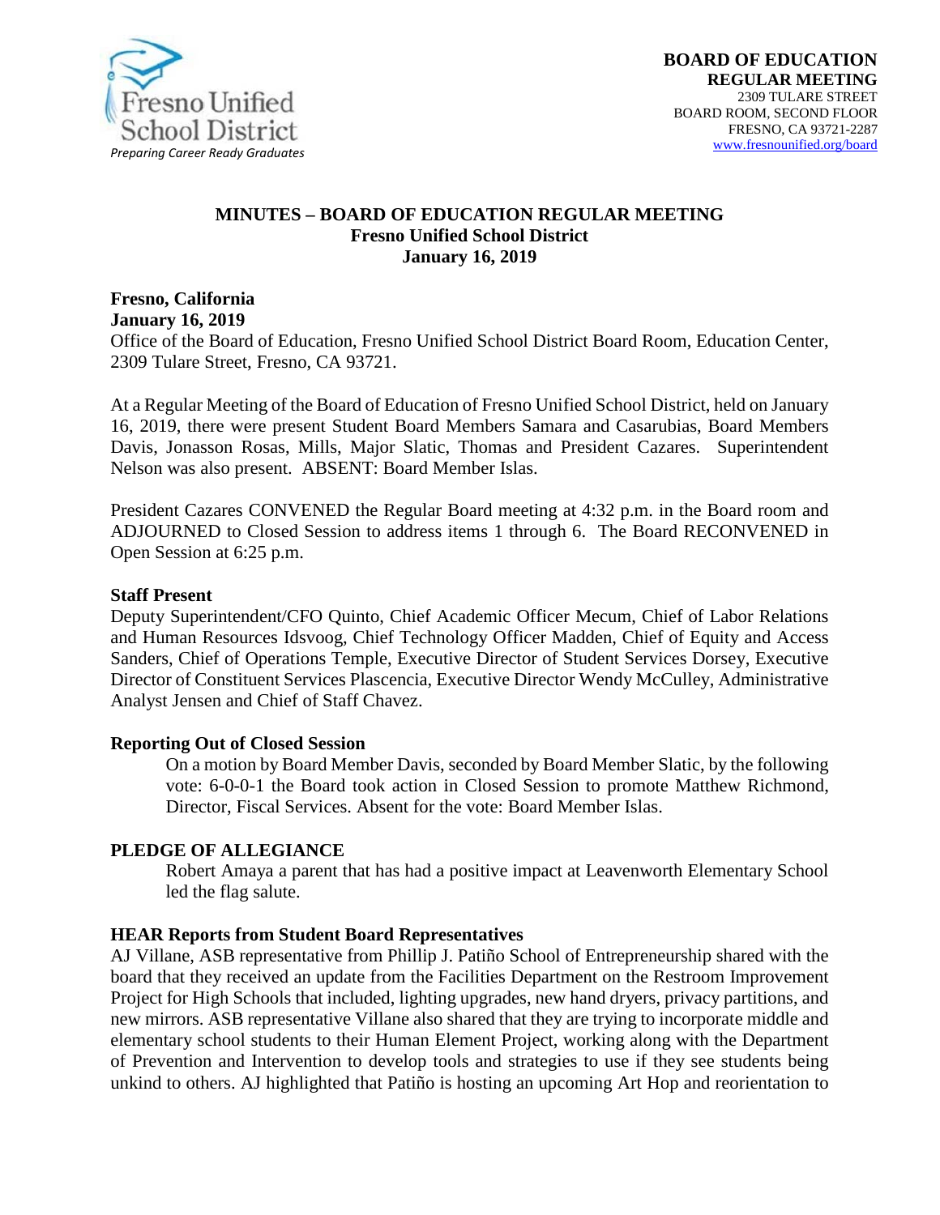Fresno Unified School District
*Preparing Career Ready Graduates*

**BOARD OF EDUCATION**
**REGULAR MEETING**
2309 TULARE STREET
BOARD ROOM, SECOND FLOOR
FRESNO, CA 93721-2287
www.fresnounified.org/board

# MINUTES – BOARD OF EDUCATION REGULAR MEETING
## Fresno Unified School District
## January 16, 2019

**Fresno, California**
**January 16, 2019**
Office of the Board of Education, Fresno Unified School District Board Room, Education Center, 2309 Tulare Street, Fresno, CA 93721.

At a Regular Meeting of the Board of Education of Fresno Unified School District, held on January 16, 2019, there were present Student Board Members Samara and Casarubias, Board Members Davis, Jonasson Rosas, Mills, Major Slatic, Thomas and President Cazares. Superintendent Nelson was also present. ABSENT: Board Member Islas.

President Cazares CONVENED the Regular Board meeting at 4:32 p.m. in the Board room and ADJOURNED to Closed Session to address items 1 through 6. The Board RECONVENED in Open Session at 6:25 p.m.

**Staff Present**
Deputy Superintendent/CFO Quinto, Chief Academic Officer Mecum, Chief of Labor Relations and Human Resources Idsvoog, Chief Technology Officer Madden, Chief of Equity and Access Sanders, Chief of Operations Temple, Executive Director of Student Services Dorsey, Executive Director of Constituent Services Plascencia, Executive Director Wendy McCulley, Administrative Analyst Jensen and Chief of Staff Chavez.

**Reporting Out of Closed Session**

On a motion by Board Member Davis, seconded by Board Member Slatic, by the following vote: 6-0-0-1 the Board took action in Closed Session to promote Matthew Richmond, Director, Fiscal Services. Absent for the vote: Board Member Islas.

**PLEDGE OF ALLEGIANCE**

Robert Amaya a parent that has had a positive impact at Leavenworth Elementary School led the flag salute.

**HEAR Reports from Student Board Representatives**
AJ Villane, ASB representative from Phillip J. Patiño School of Entrepreneurship shared with the board that they received an update from the Facilities Department on the Restroom Improvement Project for High Schools that included, lighting upgrades, new hand dryers, privacy partitions, and new mirrors. ASB representative Villane also shared that they are trying to incorporate middle and elementary school students to their Human Element Project, working along with the Department of Prevention and Intervention to develop tools and strategies to use if they see students being unkind to others. AJ highlighted that Patiño is hosting an upcoming Art Hop and reorientation to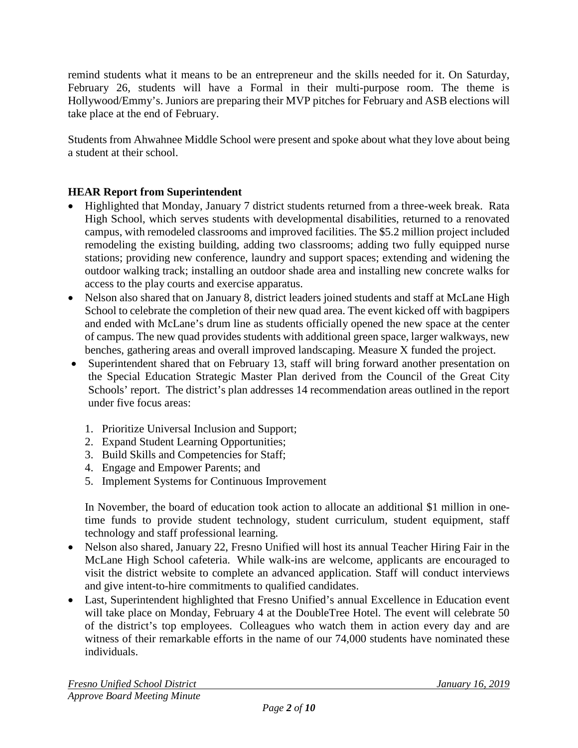remind students what it means to be an entrepreneur and the skills needed for it. On Saturday, February 26, students will have a Formal in their multi-purpose room. The theme is Hollywood/Emmy's. Juniors are preparing their MVP pitches for February and ASB elections will take place at the end of February.

Students from Ahwahnee Middle School were present and spoke about what they love about being a student at their school.

**HEAR Report from Superintendent**

- Highlighted that Monday, January 7 district students returned from a three-week break. Rata High School, which serves students with developmental disabilities, returned to a renovated campus, with remodeled classrooms and improved facilities. The $5.2 million project included remodeling the existing building, adding two classrooms; adding two fully equipped nurse stations; providing new conference, laundry and support spaces; extending and widening the outdoor walking track; installing an outdoor shade area and installing new concrete walks for access to the play courts and exercise apparatus.
- Nelson also shared that on January 8, district leaders joined students and staff at McLane High School to celebrate the completion of their new quad area. The event kicked off with bagpipers and ended with McLane's drum line as students officially opened the new space at the center of campus. The new quad provides students with additional green space, larger walkways, new benches, gathering areas and overall improved landscaping. Measure X funded the project.
- Superintendent shared that on February 13, staff will bring forward another presentation on the Special Education Strategic Master Plan derived from the Council of the Great City Schools' report. The district's plan addresses 14 recommendation areas outlined in the report under five focus areas:

  1. Prioritize Universal Inclusion and Support;
  2. Expand Student Learning Opportunities;
  3. Build Skills and Competencies for Staff;
  4. Engage and Empower Parents; and
  5. Implement Systems for Continuous Improvement

  In November, the board of education took action to allocate an additional $1 million in one-time funds to provide student technology, student curriculum, student equipment, staff technology and staff professional learning.
- Nelson also shared, January 22, Fresno Unified will host its annual Teacher Hiring Fair in the McLane High School cafeteria. While walk-ins are welcome, applicants are encouraged to visit the district website to complete an advanced application. Staff will conduct interviews and give intent-to-hire commitments to qualified candidates.
- Last, Superintendent highlighted that Fresno Unified's annual Excellence in Education event will take place on Monday, February 4 at the DoubleTree Hotel. The event will celebrate 50 of the district's top employees. Colleagues who watch them in action every day and are witness of their remarkable efforts in the name of our 74,000 students have nominated these individuals.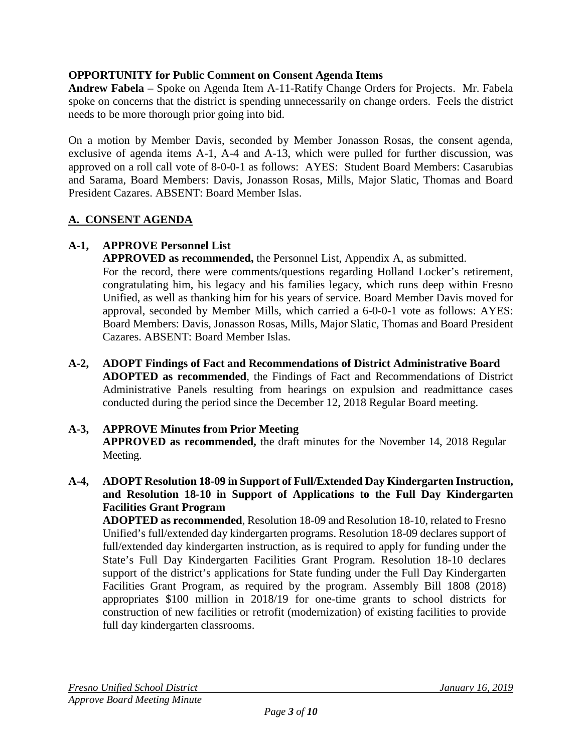**OPPORTUNITY for Public Comment on Consent Agenda Items**

**Andrew Fabela –** Spoke on Agenda Item A-11-Ratify Change Orders for Projects. Mr. Fabela spoke on concerns that the district is spending unnecessarily on change orders. Feels the district needs to be more thorough prior going into bid.

On a motion by Member Davis, seconded by Member Jonasson Rosas, the consent agenda, exclusive of agenda items A-1, A-4 and A-13, which were pulled for further discussion, was approved on a roll call vote of 8-0-0-1 as follows: AYES: Student Board Members: Casarubias and Sarama, Board Members: Davis, Jonasson Rosas, Mills, Major Slatic, Thomas and Board President Cazares. ABSENT: Board Member Islas.

## A. CONSENT AGENDA

**A-1, APPROVE Personnel List**

**APPROVED as recommended,** the Personnel List, Appendix A, as submitted.
For the record, there were comments/questions regarding Holland Locker's retirement, congratulating him, his legacy and his families legacy, which runs deep within Fresno Unified, as well as thanking him for his years of service. Board Member Davis moved for approval, seconded by Member Mills, which carried a 6-0-0-1 vote as follows: AYES: Board Members: Davis, Jonasson Rosas, Mills, Major Slatic, Thomas and Board President Cazares. ABSENT: Board Member Islas.

**A-2, ADOPT Findings of Fact and Recommendations of District Administrative Board**

**ADOPTED as recommended**, the Findings of Fact and Recommendations of District Administrative Panels resulting from hearings on expulsion and readmittance cases conducted during the period since the December 12, 2018 Regular Board meeting.

**A-3, APPROVE Minutes from Prior Meeting**

**APPROVED as recommended,** the draft minutes for the November 14, 2018 Regular Meeting.

**A-4, ADOPT Resolution 18-09 in Support of Full/Extended Day Kindergarten Instruction, and Resolution 18-10 in Support of Applications to the Full Day Kindergarten Facilities Grant Program**

**ADOPTED as recommended**, Resolution 18-09 and Resolution 18-10, related to Fresno Unified's full/extended day kindergarten programs. Resolution 18-09 declares support of full/extended day kindergarten instruction, as is required to apply for funding under the State's Full Day Kindergarten Facilities Grant Program. Resolution 18-10 declares support of the district's applications for State funding under the Full Day Kindergarten Facilities Grant Program, as required by the program. Assembly Bill 1808 (2018) appropriates $100 million in 2018/19 for one-time grants to school districts for construction of new facilities or retrofit (modernization) of existing facilities to provide full day kindergarten classrooms.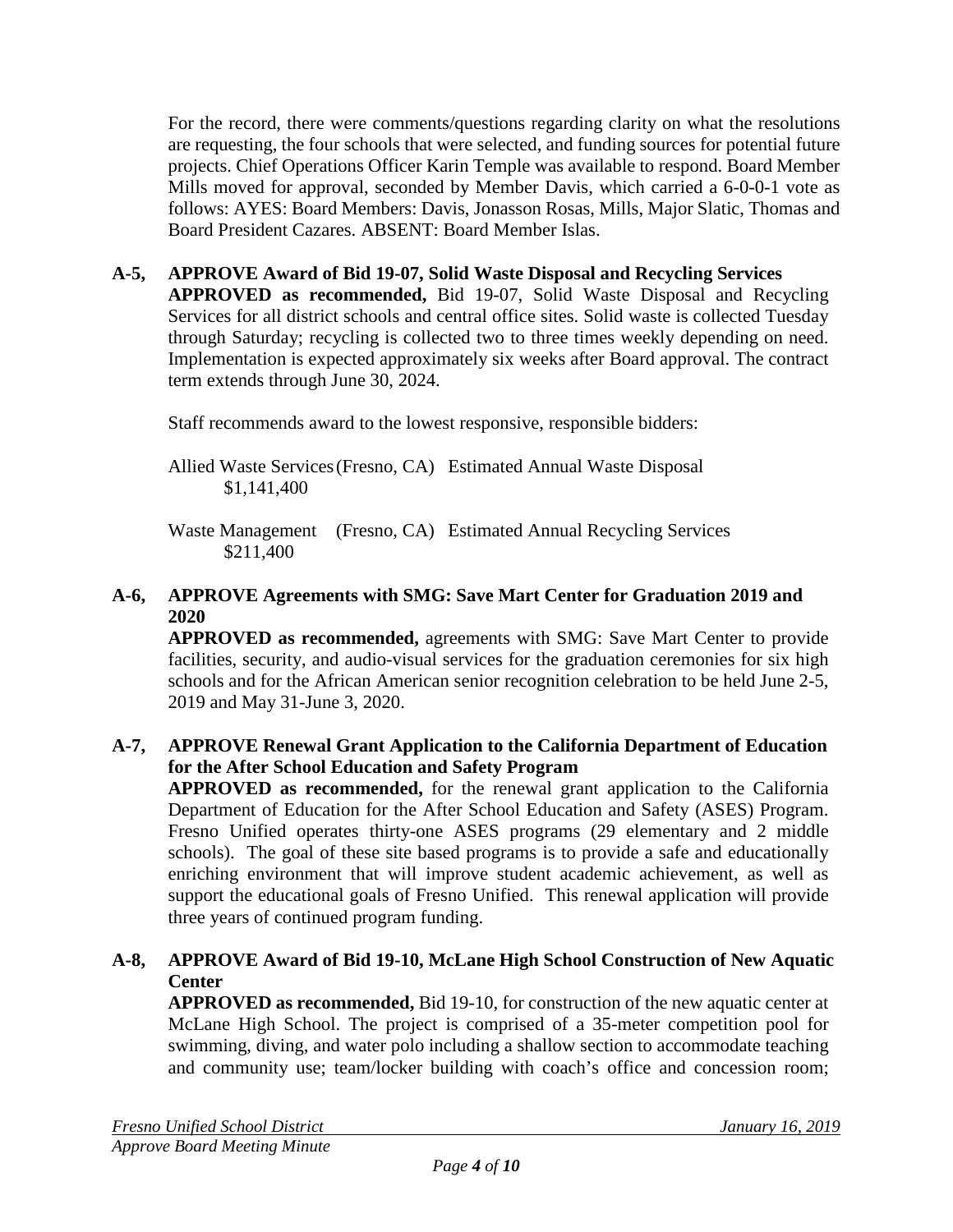For the record, there were comments/questions regarding clarity on what the resolutions are requesting, the four schools that were selected, and funding sources for potential future projects. Chief Operations Officer Karin Temple was available to respond. Board Member Mills moved for approval, seconded by Member Davis, which carried a 6-0-0-1 vote as follows: AYES: Board Members: Davis, Jonasson Rosas, Mills, Major Slatic, Thomas and Board President Cazares. ABSENT: Board Member Islas.

**A-5, APPROVE Award of Bid 19-07, Solid Waste Disposal and Recycling Services**
**APPROVED as recommended,** Bid 19-07, Solid Waste Disposal and Recycling Services for all district schools and central office sites. Solid waste is collected Tuesday through Saturday; recycling is collected two to three times weekly depending on need. Implementation is expected approximately six weeks after Board approval. The contract term extends through June 30, 2024.

Staff recommends award to the lowest responsive, responsible bidders:

Allied Waste Services (Fresno, CA) Estimated Annual Waste Disposal $1,141,400

Waste Management (Fresno, CA) Estimated Annual Recycling Services $211,400

**A-6, APPROVE Agreements with SMG: Save Mart Center for Graduation 2019 and 2020**
**APPROVED as recommended,** agreements with SMG: Save Mart Center to provide facilities, security, and audio-visual services for the graduation ceremonies for six high schools and for the African American senior recognition celebration to be held June 2-5, 2019 and May 31-June 3, 2020.

**A-7, APPROVE Renewal Grant Application to the California Department of Education for the After School Education and Safety Program**
**APPROVED as recommended,** for the renewal grant application to the California Department of Education for the After School Education and Safety (ASES) Program. Fresno Unified operates thirty-one ASES programs (29 elementary and 2 middle schools). The goal of these site based programs is to provide a safe and educationally enriching environment that will improve student academic achievement, as well as support the educational goals of Fresno Unified. This renewal application will provide three years of continued program funding.

**A-8, APPROVE Award of Bid 19-10, McLane High School Construction of New Aquatic Center**
**APPROVED as recommended,** Bid 19-10, for construction of the new aquatic center at McLane High School. The project is comprised of a 35-meter competition pool for swimming, diving, and water polo including a shallow section to accommodate teaching and community use; team/locker building with coach's office and concession room;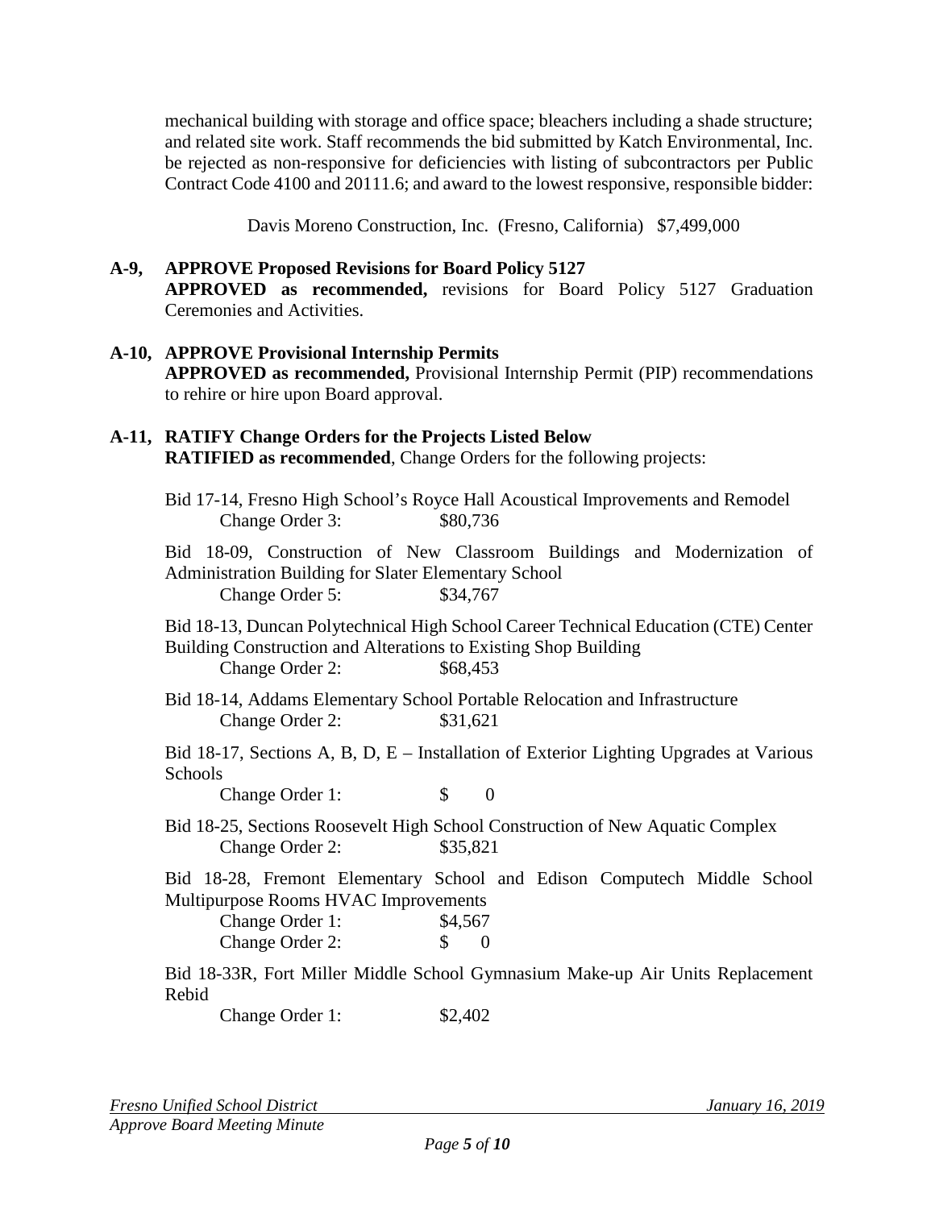mechanical building with storage and office space; bleachers including a shade structure; and related site work. Staff recommends the bid submitted by Katch Environmental, Inc. be rejected as non-responsive for deficiencies with listing of subcontractors per Public Contract Code 4100 and 20111.6; and award to the lowest responsive, responsible bidder:

Davis Moreno Construction, Inc. (Fresno, California) $7,499,000

**A-9, APPROVE Proposed Revisions for Board Policy 5127**
**APPROVED as recommended,** revisions for Board Policy 5127 Graduation Ceremonies and Activities.

**A-10, APPROVE Provisional Internship Permits**
**APPROVED as recommended,** Provisional Internship Permit (PIP) recommendations to rehire or hire upon Board approval.

**A-11, RATIFY Change Orders for the Projects Listed Below**
**RATIFIED as recommended**, Change Orders for the following projects:

Bid 17-14, Fresno High School's Royce Hall Acoustical Improvements and Remodel
Change Order 3: $80,736

Bid 18-09, Construction of New Classroom Buildings and Modernization of Administration Building for Slater Elementary School
Change Order 5: $34,767

Bid 18-13, Duncan Polytechnical High School Career Technical Education (CTE) Center Building Construction and Alterations to Existing Shop Building
Change Order 2: $68,453

Bid 18-14, Addams Elementary School Portable Relocation and Infrastructure
Change Order 2: $31,621

Bid 18-17, Sections A, B, D, E – Installation of Exterior Lighting Upgrades at Various Schools
Change Order 1: $ 0

Bid 18-25, Sections Roosevelt High School Construction of New Aquatic Complex
Change Order 2: $35,821

Bid 18-28, Fremont Elementary School and Edison Computech Middle School Multipurpose Rooms HVAC Improvements
Change Order 1: $4,567
Change Order 2: $ 0

Bid 18-33R, Fort Miller Middle School Gymnasium Make-up Air Units Replacement Rebid
Change Order 1: $2,402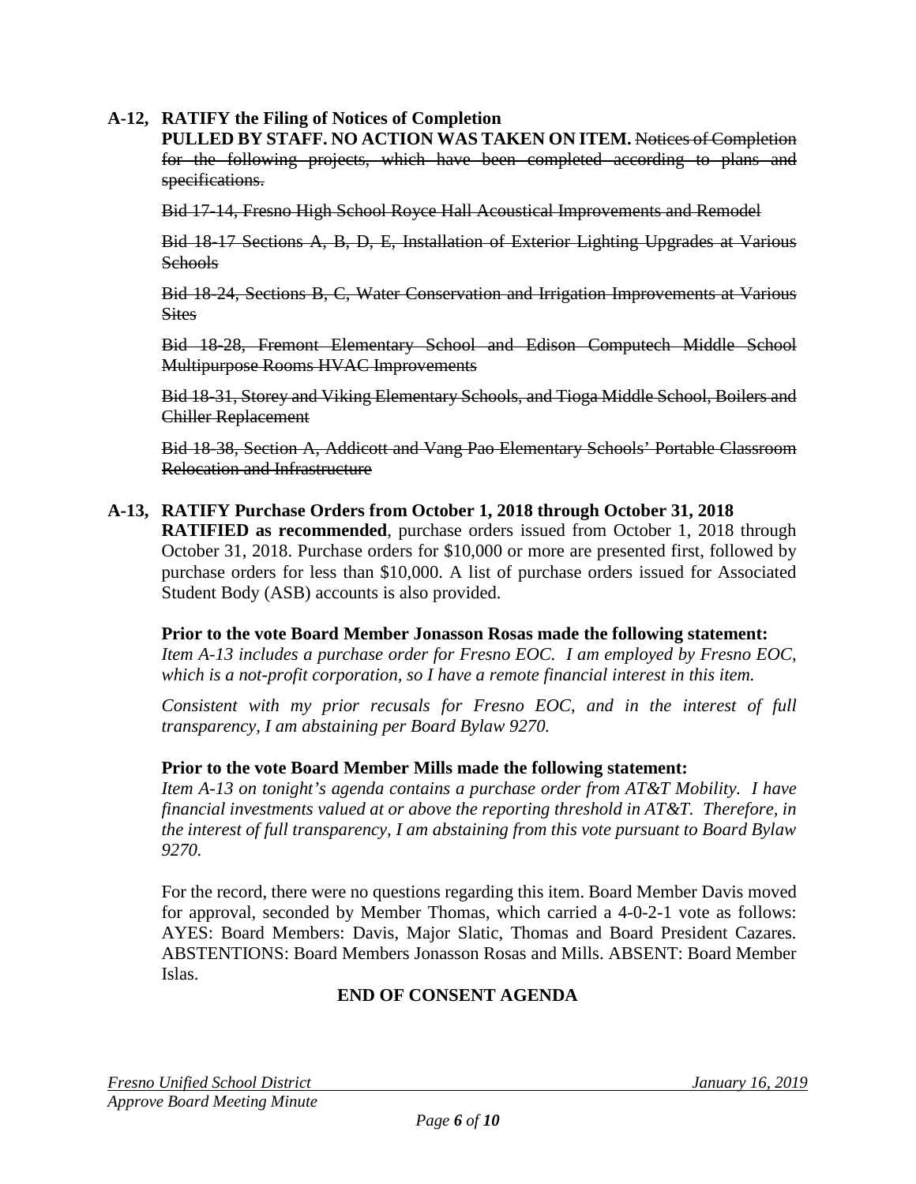**A-12, RATIFY the Filing of Notices of Completion**

**PULLED BY STAFF. NO ACTION WAS TAKEN ON ITEM.** ~~Notices of Completion for the following projects, which have been completed according to plans and specifications.~~

~~Bid 17-14, Fresno High School Royce Hall Acoustical Improvements and Remodel~~

~~Bid 18-17 Sections A, B, D, E, Installation of Exterior Lighting Upgrades at Various Schools~~

~~Bid 18-24, Sections B, C, Water Conservation and Irrigation Improvements at Various Sites~~

~~Bid 18-28, Fremont Elementary School and Edison Computech Middle School Multipurpose Rooms HVAC Improvements~~

~~Bid 18-31, Storey and Viking Elementary Schools, and Tioga Middle School, Boilers and Chiller Replacement~~

~~Bid 18-38, Section A, Addicott and Vang Pao Elementary Schools' Portable Classroom Relocation and Infrastructure~~

**A-13, RATIFY Purchase Orders from October 1, 2018 through October 31, 2018**

**RATIFIED as recommended**, purchase orders issued from October 1, 2018 through October 31, 2018. Purchase orders for $10,000 or more are presented first, followed by purchase orders for less than $10,000. A list of purchase orders issued for Associated Student Body (ASB) accounts is also provided.

**Prior to the vote Board Member Jonasson Rosas made the following statement:**

*Item A-13 includes a purchase order for Fresno EOC. I am employed by Fresno EOC, which is a not-profit corporation, so I have a remote financial interest in this item.*

*Consistent with my prior recusals for Fresno EOC, and in the interest of full transparency, I am abstaining per Board Bylaw 9270.*

**Prior to the vote Board Member Mills made the following statement:**

*Item A-13 on tonight's agenda contains a purchase order from AT&T Mobility. I have financial investments valued at or above the reporting threshold in AT&T. Therefore, in the interest of full transparency, I am abstaining from this vote pursuant to Board Bylaw 9270.*

For the record, there were no questions regarding this item. Board Member Davis moved for approval, seconded by Member Thomas, which carried a 4-0-2-1 vote as follows: AYES: Board Members: Davis, Major Slatic, Thomas and Board President Cazares. ABSTENTIONS: Board Members Jonasson Rosas and Mills. ABSENT: Board Member Islas.

**END OF CONSENT AGENDA**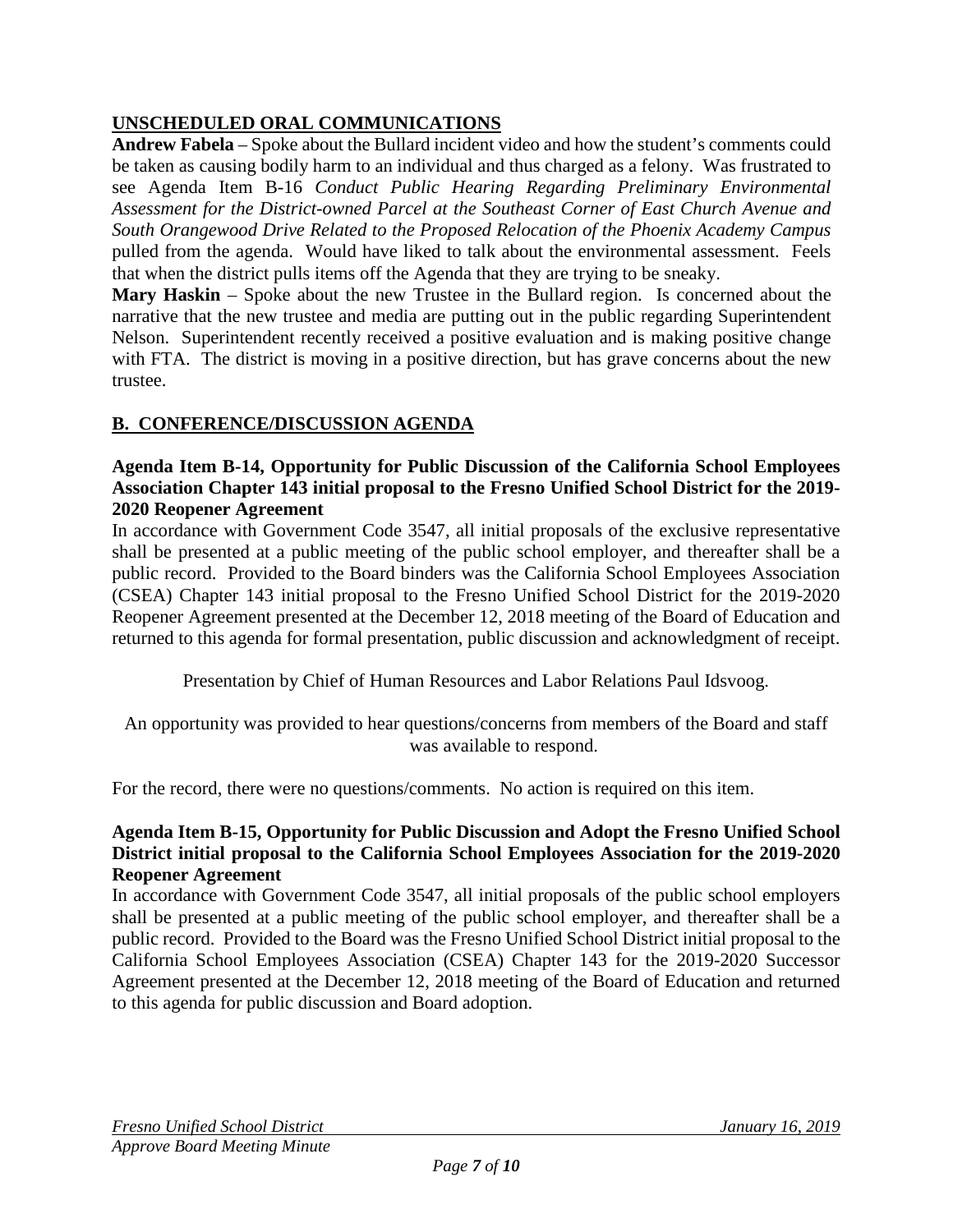## UNSCHEDULED ORAL COMMUNICATIONS

**Andrew Fabela** – Spoke about the Bullard incident video and how the student's comments could be taken as causing bodily harm to an individual and thus charged as a felony. Was frustrated to see Agenda Item B-16 *Conduct Public Hearing Regarding Preliminary Environmental Assessment for the District-owned Parcel at the Southeast Corner of East Church Avenue and South Orangewood Drive Related to the Proposed Relocation of the Phoenix Academy Campus* pulled from the agenda. Would have liked to talk about the environmental assessment. Feels that when the district pulls items off the Agenda that they are trying to be sneaky.

**Mary Haskin** – Spoke about the new Trustee in the Bullard region. Is concerned about the narrative that the new trustee and media are putting out in the public regarding Superintendent Nelson. Superintendent recently received a positive evaluation and is making positive change with FTA. The district is moving in a positive direction, but has grave concerns about the new trustee.

## B. CONFERENCE/DISCUSSION AGENDA

**Agenda Item B-14, Opportunity for Public Discussion of the California School Employees Association Chapter 143 initial proposal to the Fresno Unified School District for the 2019-2020 Reopener Agreement**

In accordance with Government Code 3547, all initial proposals of the exclusive representative shall be presented at a public meeting of the public school employer, and thereafter shall be a public record. Provided to the Board binders was the California School Employees Association (CSEA) Chapter 143 initial proposal to the Fresno Unified School District for the 2019-2020 Reopener Agreement presented at the December 12, 2018 meeting of the Board of Education and returned to this agenda for formal presentation, public discussion and acknowledgment of receipt.

Presentation by Chief of Human Resources and Labor Relations Paul Idsvoog.

An opportunity was provided to hear questions/concerns from members of the Board and staff was available to respond.

For the record, there were no questions/comments. No action is required on this item.

**Agenda Item B-15, Opportunity for Public Discussion and Adopt the Fresno Unified School District initial proposal to the California School Employees Association for the 2019-2020 Reopener Agreement**

In accordance with Government Code 3547, all initial proposals of the public school employers shall be presented at a public meeting of the public school employer, and thereafter shall be a public record. Provided to the Board was the Fresno Unified School District initial proposal to the California School Employees Association (CSEA) Chapter 143 for the 2019-2020 Successor Agreement presented at the December 12, 2018 meeting of the Board of Education and returned to this agenda for public discussion and Board adoption.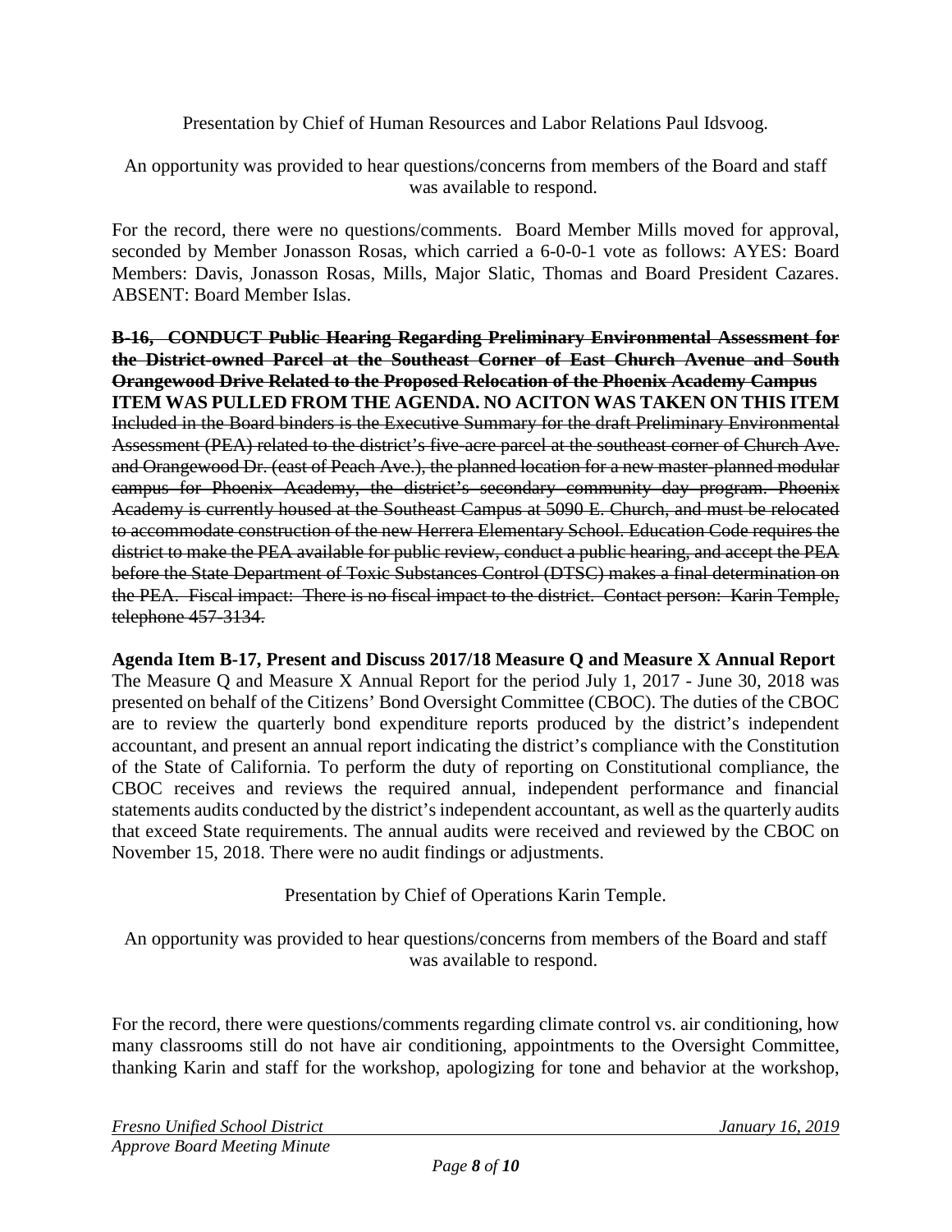Presentation by Chief of Human Resources and Labor Relations Paul Idsvoog.

An opportunity was provided to hear questions/concerns from members of the Board and staff was available to respond.

For the record, there were no questions/comments. Board Member Mills moved for approval, seconded by Member Jonasson Rosas, which carried a 6-0-0-1 vote as follows: AYES: Board Members: Davis, Jonasson Rosas, Mills, Major Slatic, Thomas and Board President Cazares. ABSENT: Board Member Islas.

~~**B-16, CONDUCT Public Hearing Regarding Preliminary Environmental Assessment for the District-owned Parcel at the Southeast Corner of East Church Avenue and South Orangewood Drive Related to the Proposed Relocation of the Phoenix Academy Campus**~~
**ITEM WAS PULLED FROM THE AGENDA. NO ACITON WAS TAKEN ON THIS ITEM**
~~Included in the Board binders is the Executive Summary for the draft Preliminary Environmental Assessment (PEA) related to the district's five-acre parcel at the southeast corner of Church Ave. and Orangewood Dr. (east of Peach Ave.), the planned location for a new master-planned modular campus for Phoenix Academy, the district's secondary community day program. Phoenix Academy is currently housed at the Southeast Campus at 5090 E. Church, and must be relocated to accommodate construction of the new Herrera Elementary School. Education Code requires the district to make the PEA available for public review, conduct a public hearing, and accept the PEA before the State Department of Toxic Substances Control (DTSC) makes a final determination on the PEA. Fiscal impact: There is no fiscal impact to the district. Contact person: Karin Temple, telephone 457-3134.~~

**Agenda Item B-17, Present and Discuss 2017/18 Measure Q and Measure X Annual Report**
The Measure Q and Measure X Annual Report for the period July 1, 2017 - June 30, 2018 was presented on behalf of the Citizens' Bond Oversight Committee (CBOC). The duties of the CBOC are to review the quarterly bond expenditure reports produced by the district's independent accountant, and present an annual report indicating the district's compliance with the Constitution of the State of California. To perform the duty of reporting on Constitutional compliance, the CBOC receives and reviews the required annual, independent performance and financial statements audits conducted by the district's independent accountant, as well as the quarterly audits that exceed State requirements. The annual audits were received and reviewed by the CBOC on November 15, 2018. There were no audit findings or adjustments.

Presentation by Chief of Operations Karin Temple.

An opportunity was provided to hear questions/concerns from members of the Board and staff was available to respond.

For the record, there were questions/comments regarding climate control vs. air conditioning, how many classrooms still do not have air conditioning, appointments to the Oversight Committee, thanking Karin and staff for the workshop, apologizing for tone and behavior at the workshop,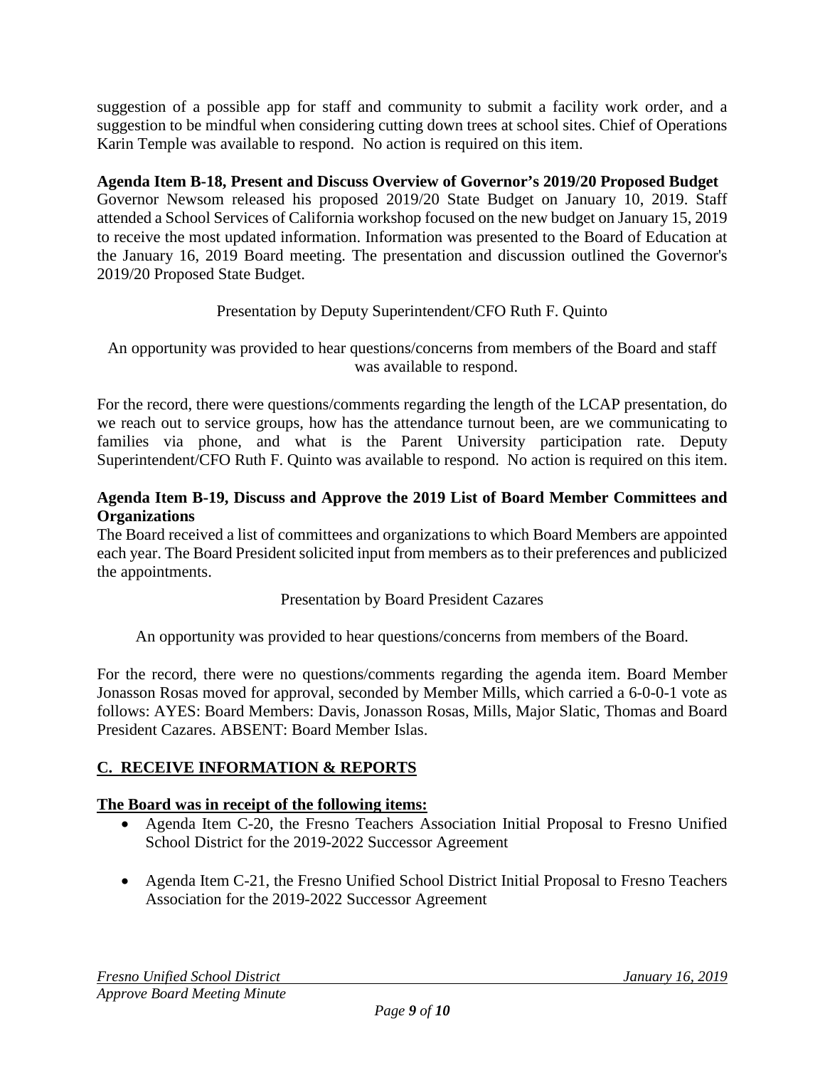suggestion of a possible app for staff and community to submit a facility work order, and a suggestion to be mindful when considering cutting down trees at school sites. Chief of Operations Karin Temple was available to respond. No action is required on this item.

**Agenda Item B-18, Present and Discuss Overview of Governor's 2019/20 Proposed Budget**
Governor Newsom released his proposed 2019/20 State Budget on January 10, 2019. Staff attended a School Services of California workshop focused on the new budget on January 15, 2019 to receive the most updated information. Information was presented to the Board of Education at the January 16, 2019 Board meeting. The presentation and discussion outlined the Governor's 2019/20 Proposed State Budget.

Presentation by Deputy Superintendent/CFO Ruth F. Quinto

An opportunity was provided to hear questions/concerns from members of the Board and staff was available to respond.

For the record, there were questions/comments regarding the length of the LCAP presentation, do we reach out to service groups, how has the attendance turnout been, are we communicating to families via phone, and what is the Parent University participation rate. Deputy Superintendent/CFO Ruth F. Quinto was available to respond. No action is required on this item.

**Agenda Item B-19, Discuss and Approve the 2019 List of Board Member Committees and Organizations**
The Board received a list of committees and organizations to which Board Members are appointed each year. The Board President solicited input from members as to their preferences and publicized the appointments.

Presentation by Board President Cazares

An opportunity was provided to hear questions/concerns from members of the Board.

For the record, there were no questions/comments regarding the agenda item. Board Member Jonasson Rosas moved for approval, seconded by Member Mills, which carried a 6-0-0-1 vote as follows: AYES: Board Members: Davis, Jonasson Rosas, Mills, Major Slatic, Thomas and Board President Cazares. ABSENT: Board Member Islas.

## C. RECEIVE INFORMATION & REPORTS

**The Board was in receipt of the following items:**

- Agenda Item C-20, the Fresno Teachers Association Initial Proposal to Fresno Unified School District for the 2019-2022 Successor Agreement

- Agenda Item C-21, the Fresno Unified School District Initial Proposal to Fresno Teachers Association for the 2019-2022 Successor Agreement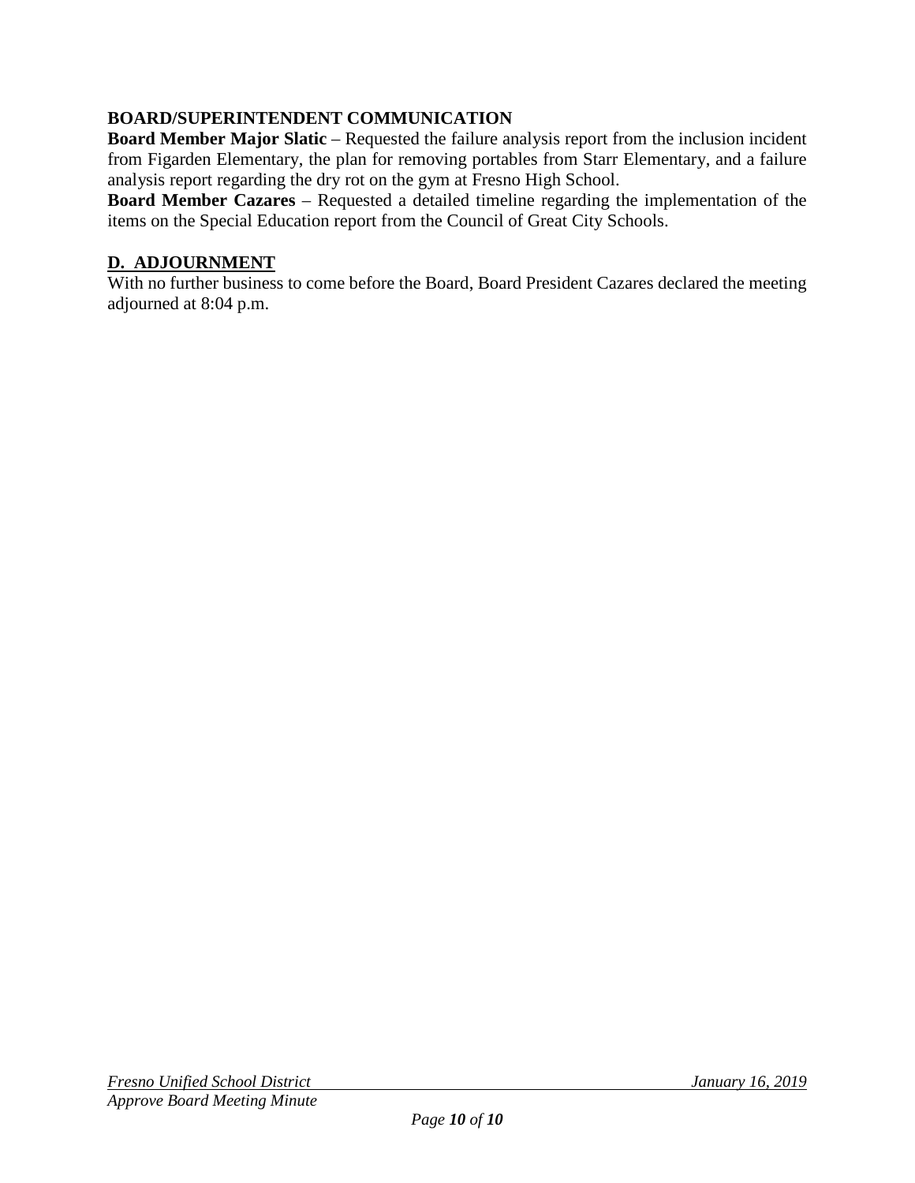**BOARD/SUPERINTENDENT COMMUNICATION**

**Board Member Major Slatic** – Requested the failure analysis report from the inclusion incident from Figarden Elementary, the plan for removing portables from Starr Elementary, and a failure analysis report regarding the dry rot on the gym at Fresno High School.

**Board Member Cazares** – Requested a detailed timeline regarding the implementation of the items on the Special Education report from the Council of Great City Schools.

## D. ADJOURNMENT

With no further business to come before the Board, Board President Cazares declared the meeting adjourned at 8:04 p.m.